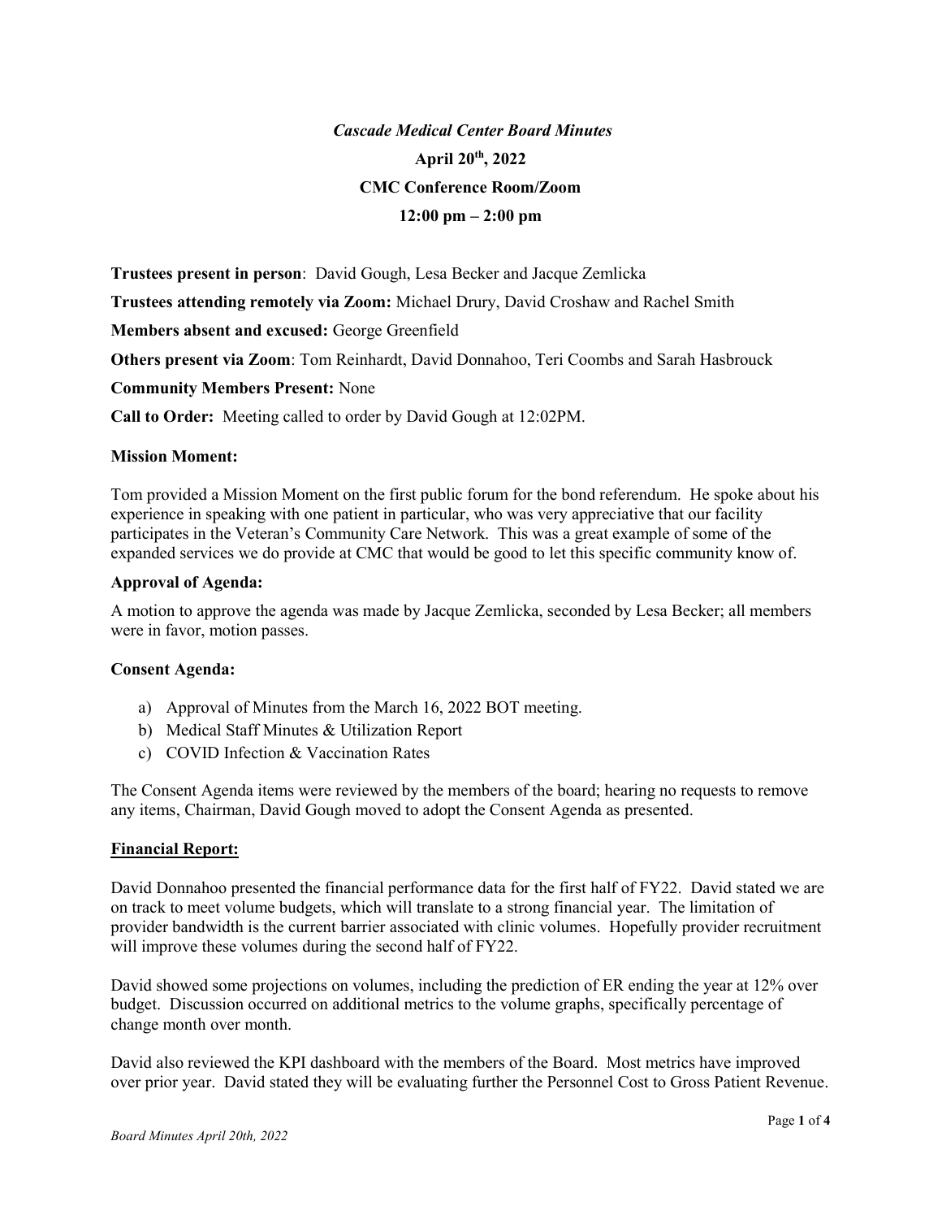# *Cascade Medical Center Board Minutes*

**April 20th, 2022**

**CMC Conference Room/Zoom**

**12:00 pm – 2:00 pm**

**Trustees present in person**: David Gough, Lesa Becker and Jacque Zemlicka

**Trustees attending remotely via Zoom:** Michael Drury, David Croshaw and Rachel Smith

**Members absent and excused:** George Greenfield

**Others present via Zoom**: Tom Reinhardt, David Donnahoo, Teri Coombs and Sarah Hasbrouck

**Community Members Present:** None

**Call to Order:** Meeting called to order by David Gough at 12:02PM.

### Mission Moment:

Tom provided a Mission Moment on the first public forum for the bond referendum. He spoke about his experience in speaking with one patient in particular, who was very appreciative that our facility participates in the Veteran's Community Care Network. This was a great example of some of the expanded services we do provide at CMC that would be good to let this specific community know of.

### Approval of Agenda:

A motion to approve the agenda was made by Jacque Zemlicka, seconded by Lesa Becker; all members were in favor, motion passes.

### Consent Agenda:

a) Approval of Minutes from the March 16, 2022 BOT meeting.
b) Medical Staff Minutes & Utilization Report
c) COVID Infection & Vaccination Rates

The Consent Agenda items were reviewed by the members of the board; hearing no requests to remove any items, Chairman, David Gough moved to adopt the Consent Agenda as presented.

### Financial Report:

David Donnahoo presented the financial performance data for the first half of FY22. David stated we are on track to meet volume budgets, which will translate to a strong financial year. The limitation of provider bandwidth is the current barrier associated with clinic volumes. Hopefully provider recruitment will improve these volumes during the second half of FY22.

David showed some projections on volumes, including the prediction of ER ending the year at 12% over budget. Discussion occurred on additional metrics to the volume graphs, specifically percentage of change month over month.

David also reviewed the KPI dashboard with the members of the Board. Most metrics have improved over prior year. David stated they will be evaluating further the Personnel Cost to Gross Patient Revenue.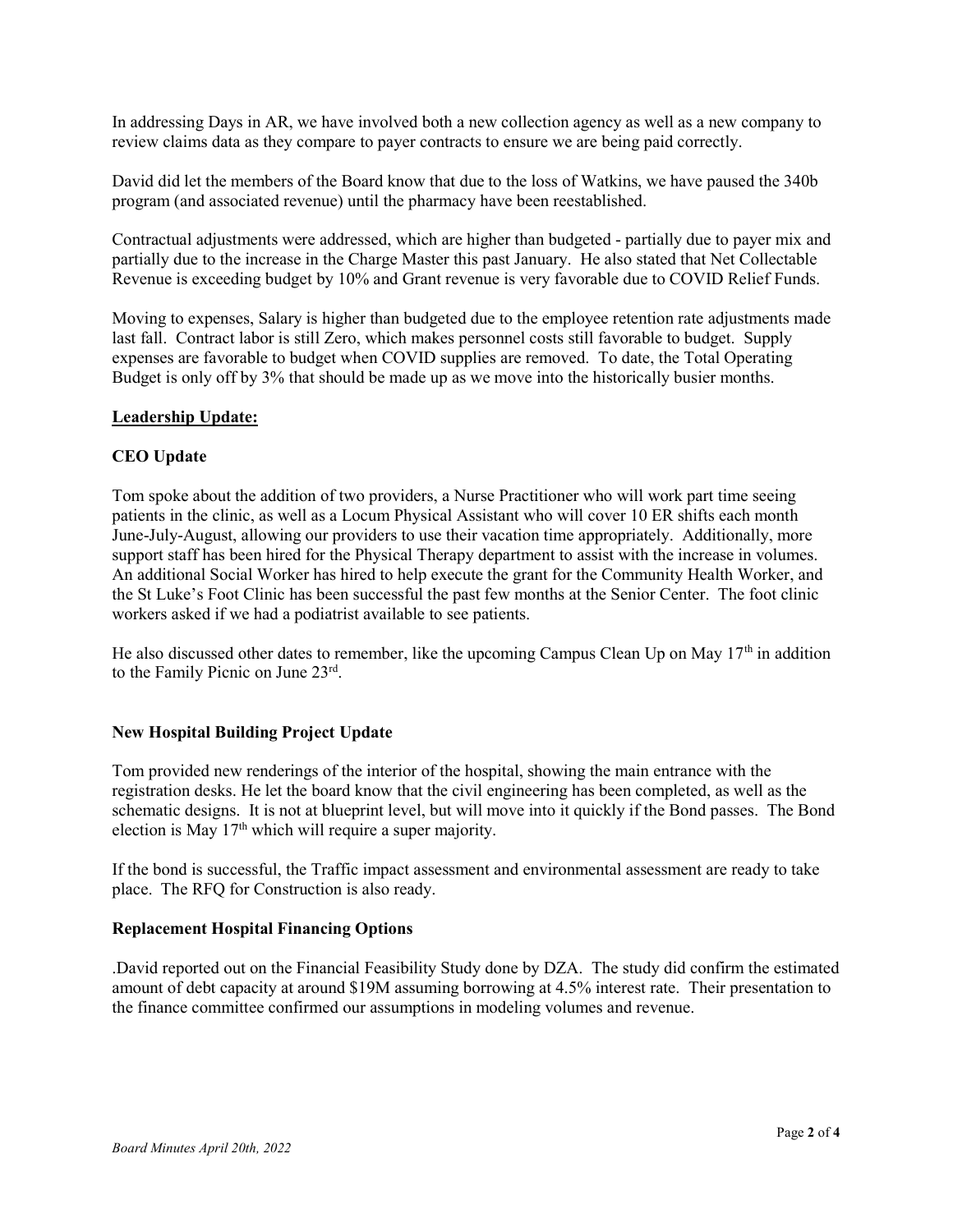In addressing Days in AR, we have involved both a new collection agency as well as a new company to review claims data as they compare to payer contracts to ensure we are being paid correctly.

David did let the members of the Board know that due to the loss of Watkins, we have paused the 340b program (and associated revenue) until the pharmacy have been reestablished.

Contractual adjustments were addressed, which are higher than budgeted - partially due to payer mix and partially due to the increase in the Charge Master this past January. He also stated that Net Collectable Revenue is exceeding budget by 10% and Grant revenue is very favorable due to COVID Relief Funds.

Moving to expenses, Salary is higher than budgeted due to the employee retention rate adjustments made last fall. Contract labor is still Zero, which makes personnel costs still favorable to budget. Supply expenses are favorable to budget when COVID supplies are removed. To date, the Total Operating Budget is only off by 3% that should be made up as we move into the historically busier months.

## **Leadership Update:**

### CEO Update

Tom spoke about the addition of two providers, a Nurse Practitioner who will work part time seeing patients in the clinic, as well as a Locum Physical Assistant who will cover 10 ER shifts each month June-July-August, allowing our providers to use their vacation time appropriately. Additionally, more support staff has been hired for the Physical Therapy department to assist with the increase in volumes. An additional Social Worker has hired to help execute the grant for the Community Health Worker, and the St Luke's Foot Clinic has been successful the past few months at the Senior Center. The foot clinic workers asked if we had a podiatrist available to see patients.

He also discussed other dates to remember, like the upcoming Campus Clean Up on May 17th in addition to the Family Picnic on June 23rd.

### New Hospital Building Project Update

Tom provided new renderings of the interior of the hospital, showing the main entrance with the registration desks. He let the board know that the civil engineering has been completed, as well as the schematic designs. It is not at blueprint level, but will move into it quickly if the Bond passes. The Bond election is May 17th which will require a super majority.

If the bond is successful, the Traffic impact assessment and environmental assessment are ready to take place. The RFQ for Construction is also ready.

### Replacement Hospital Financing Options

.David reported out on the Financial Feasibility Study done by DZA. The study did confirm the estimated amount of debt capacity at around $19M assuming borrowing at 4.5% interest rate. Their presentation to the finance committee confirmed our assumptions in modeling volumes and revenue.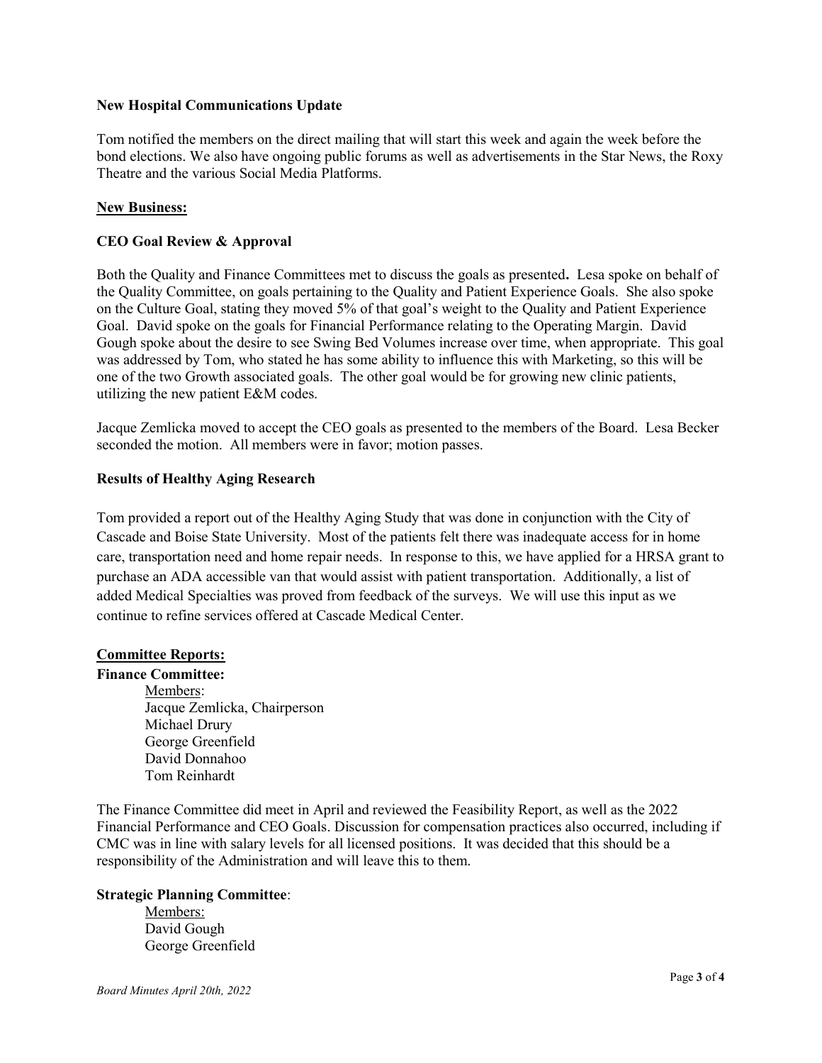**New Hospital Communications Update**

Tom notified the members on the direct mailing that will start this week and again the week before the bond elections. We also have ongoing public forums as well as advertisements in the Star News, the Roxy Theatre and the various Social Media Platforms.

**New Business:**

**CEO Goal Review & Approval**

Both the Quality and Finance Committees met to discuss the goals as presented**.** Lesa spoke on behalf of the Quality Committee, on goals pertaining to the Quality and Patient Experience Goals. She also spoke on the Culture Goal, stating they moved 5% of that goal's weight to the Quality and Patient Experience Goal. David spoke on the goals for Financial Performance relating to the Operating Margin. David Gough spoke about the desire to see Swing Bed Volumes increase over time, when appropriate. This goal was addressed by Tom, who stated he has some ability to influence this with Marketing, so this will be one of the two Growth associated goals. The other goal would be for growing new clinic patients, utilizing the new patient E&M codes.

Jacque Zemlicka moved to accept the CEO goals as presented to the members of the Board. Lesa Becker seconded the motion. All members were in favor; motion passes.

**Results of Healthy Aging Research**

Tom provided a report out of the Healthy Aging Study that was done in conjunction with the City of Cascade and Boise State University. Most of the patients felt there was inadequate access for in home care, transportation need and home repair needs. In response to this, we have applied for a HRSA grant to purchase an ADA accessible van that would assist with patient transportation. Additionally, a list of added Medical Specialties was proved from feedback of the surveys. We will use this input as we continue to refine services offered at Cascade Medical Center.

**Committee Reports:**

**Finance Committee:**

Members:
Jacque Zemlicka, Chairperson
Michael Drury
George Greenfield
David Donnahoo
Tom Reinhardt

The Finance Committee did meet in April and reviewed the Feasibility Report, as well as the 2022 Financial Performance and CEO Goals. Discussion for compensation practices also occurred, including if CMC was in line with salary levels for all licensed positions. It was decided that this should be a responsibility of the Administration and will leave this to them.

**Strategic Planning Committee**:

Members:
David Gough
George Greenfield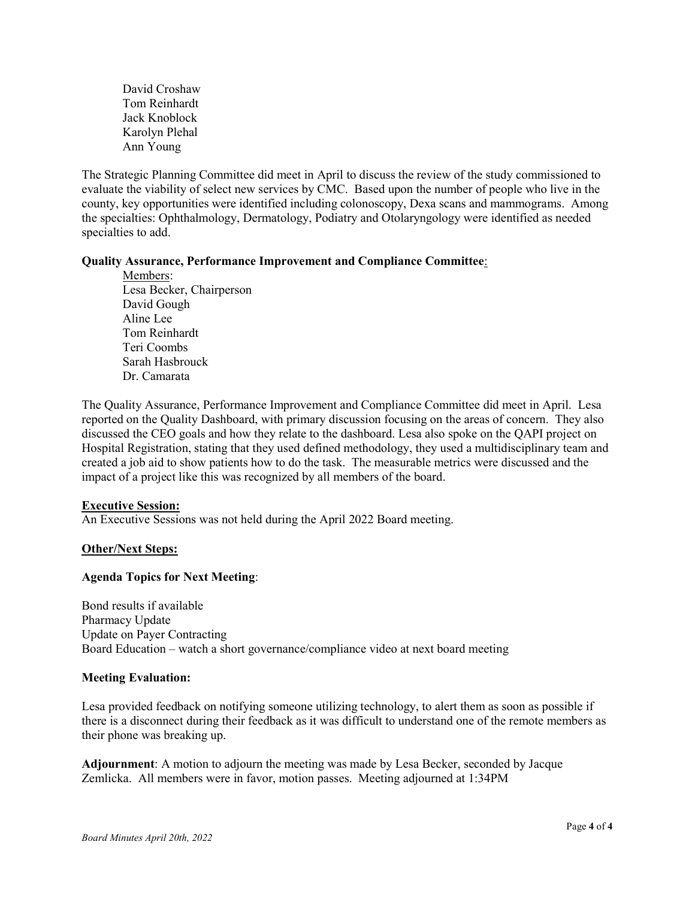David Croshaw
Tom Reinhardt
Jack Knoblock
Karolyn Plehal
Ann Young

The Strategic Planning Committee did meet in April to discuss the review of the study commissioned to evaluate the viability of select new services by CMC. Based upon the number of people who live in the county, key opportunities were identified including colonoscopy, Dexa scans and mammograms. Among the specialties: Ophthalmology, Dermatology, Podiatry and Otolaryngology were identified as needed specialties to add.

**Quality Assurance, Performance Improvement and Compliance Committee**:

Members:
Lesa Becker, Chairperson
David Gough
Aline Lee
Tom Reinhardt
Teri Coombs
Sarah Hasbrouck
Dr. Camarata

The Quality Assurance, Performance Improvement and Compliance Committee did meet in April. Lesa reported on the Quality Dashboard, with primary discussion focusing on the areas of concern. They also discussed the CEO goals and how they relate to the dashboard. Lesa also spoke on the QAPI project on Hospital Registration, stating that they used defined methodology, they used a multidisciplinary team and created a job aid to show patients how to do the task. The measurable metrics were discussed and the impact of a project like this was recognized by all members of the board.

**Executive Session:**

An Executive Sessions was not held during the April 2022 Board meeting.

**Other/Next Steps:**

**Agenda Topics for Next Meeting**:

Bond results if available
Pharmacy Update
Update on Payer Contracting
Board Education – watch a short governance/compliance video at next board meeting

**Meeting Evaluation:**

Lesa provided feedback on notifying someone utilizing technology, to alert them as soon as possible if there is a disconnect during their feedback as it was difficult to understand one of the remote members as their phone was breaking up.

**Adjournment**: A motion to adjourn the meeting was made by Lesa Becker, seconded by Jacque Zemlicka. All members were in favor, motion passes. Meeting adjourned at 1:34PM